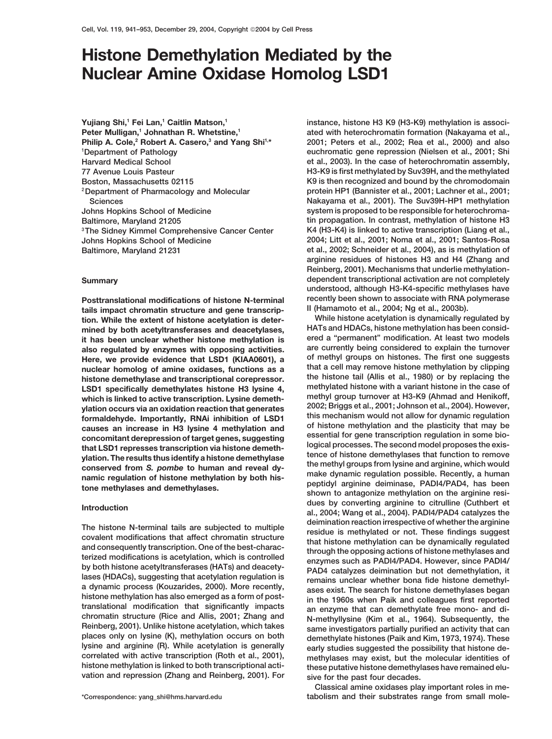# Histone Demethylation Mediated by the Nuclear Amine Oxidase Homolog LSD1

**Yujiang Shi,[1] Fei Lan,[1] Caitlin Matson,[1] Peter Mulligan,[1] Johnathan R. Whetstine,[1] Philip A. Cole,[2] Robert A. Casero,[3] and Yang Shi[1,*]**

[1]Department of Pathology
Harvard Medical School
77 Avenue Louis Pasteur
Boston, Massachusetts 02115
[2]Department of Pharmacology and Molecular Sciences
Johns Hopkins School of Medicine
Baltimore, Maryland 21205
[3]The Sidney Kimmel Comprehensive Cancer Center
Johns Hopkins School of Medicine
Baltimore, Maryland 21231

## Summary

**Posttranslational modifications of histone N-terminal tails impact chromatin structure and gene transcription. While the extent of histone acetylation is determined by both acetyltransferases and deacetylases, it has been unclear whether histone methylation is also regulated by enzymes with opposing activities. Here, we provide evidence that LSD1 (KIAA0601), a nuclear homolog of amine oxidases, functions as a histone demethylase and transcriptional corepressor. LSD1 specifically demethylates histone H3 lysine 4, which is linked to active transcription. Lysine demethylation occurs via an oxidation reaction that generates formaldehyde. Importantly, RNAi inhibition of LSD1 causes an increase in H3 lysine 4 methylation and concomitant derepression of target genes, suggesting that LSD1 represses transcription via histone demethylation. The results thus identify a histone demethylase conserved from *S. pombe* to human and reveal dynamic regulation of histone methylation by both histone methylases and demethylases.**

## Introduction

The histone N-terminal tails are subjected to multiple covalent modifications that affect chromatin structure and consequently transcription. One of the best-characterized modifications is acetylation, which is controlled by both histone acetyltransferases (HATs) and deacetylases (HDACs), suggesting that acetylation regulation is a dynamic process (Kouzarides, 2000). More recently, histone methylation has also emerged as a form of posttranslational modification that significantly impacts chromatin structure (Rice and Allis, 2001; Zhang and Reinberg, 2001). Unlike histone acetylation, which takes places only on lysine (K), methylation occurs on both lysine and arginine (R). While acetylation is generally correlated with active transcription (Roth et al., 2001), histone methylation is linked to both transcriptional activation and repression (Zhang and Reinberg, 2001). For instance, histone H3 K9 (H3-K9) methylation is associated with heterochromatin formation (Nakayama et al., 2001; Peters et al., 2002; Rea et al., 2000) and also euchromatic gene repression (Nielsen et al., 2001; Shi et al., 2003). In the case of heterochromatin assembly, H3-K9 is first methylated by Suv39H, and the methylated K9 is then recognized and bound by the chromodomain protein HP1 (Bannister et al., 2001; Lachner et al., 2001; Nakayama et al., 2001). The Suv39H-HP1 methylation system is proposed to be responsible for heterochromatin propagation. In contrast, methylation of histone H3 K4 (H3-K4) is linked to active transcription (Liang et al., 2004; Litt et al., 2001; Noma et al., 2001; Santos-Rosa et al., 2002; Schneider et al., 2004), as is methylation of arginine residues of histones H3 and H4 (Zhang and Reinberg, 2001). Mechanisms that underlie methylation-dependent transcriptional activation are not completely understood, although H3-K4-specific methylases have recently been shown to associate with RNA polymerase II (Hamamoto et al., 2004; Ng et al., 2003b).

While histone acetylation is dynamically regulated by HATs and HDACs, histone methylation has been considered a "permanent" modification. At least two models are currently being considered to explain the turnover of methyl groups on histones. The first one suggests that a cell may remove histone methylation by clipping the histone tail (Allis et al., 1980) or by replacing the methylated histone with a variant histone in the case of methyl group turnover at H3-K9 (Ahmad and Henikoff, 2002; Briggs et al., 2001; Johnson et al., 2004). However, this mechanism would not allow for dynamic regulation of histone methylation and the plasticity that may be essential for gene transcription regulation in some biological processes. The second model proposes the existence of histone demethylases that function to remove the methyl groups from lysine and arginine, which would make dynamic regulation possible. Recently, a human peptidyl arginine deiminase, PADI4/PAD4, has been shown to antagonize methylation on the arginine residues by converting arginine to citrulline (Cuthbert et al., 2004; Wang et al., 2004). PADI4/PAD4 catalyzes the deimination reaction irrespective of whether the arginine residue is methylated or not. These findings suggest that histone methylation can be dynamically regulated through the opposing actions of histone methylases and enzymes such as PADI4/PAD4. However, since PADI4/PAD4 catalyzes deimination but not demethylation, it remains unclear whether bona fide histone demethylases exist. The search for histone demethylases began in the 1960s when Paik and colleagues first reported an enzyme that can demethylate free mono- and di-N-methyllysine (Kim et al., 1964). Subsequently, the same investigators partially purified an activity that can demethylate histones (Paik and Kim, 1973, 1974). These early studies suggested the possibility that histone demethylases may exist, but the molecular identities of these putative histone demethylases have remained elusive for the past four decades.

Classical amine oxidases play important roles in metabolism and their substrates range from small mole-

*Correspondence: yang_shi@hms.harvard.edu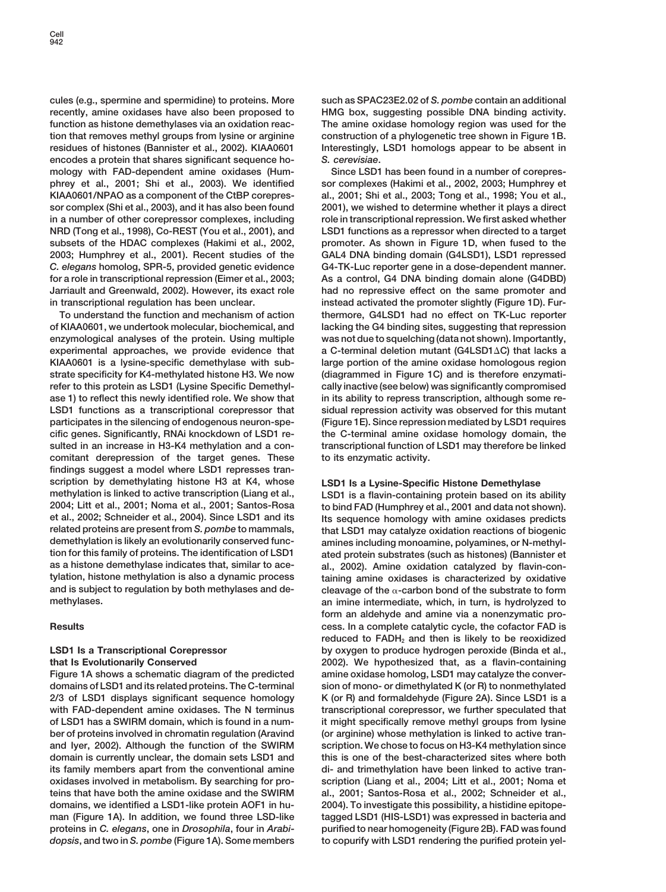cules (e.g., spermine and spermidine) to proteins. More recently, amine oxidases have also been proposed to function as histone demethylases via an oxidation reaction that removes methyl groups from lysine or arginine residues of histones (Bannister et al., 2002). KIAA0601 encodes a protein that shares significant sequence homology with FAD-dependent amine oxidases (Humphrey et al., 2001; Shi et al., 2003). We identified KIAA0601/NPAO as a component of the CtBP corepressor complex (Shi et al., 2003), and it has also been found in a number of other corepressor complexes, including NRD (Tong et al., 1998), Co-REST (You et al., 2001), and subsets of the HDAC complexes (Hakimi et al., 2002, 2003; Humphrey et al., 2001). Recent studies of the *C. elegans* homolog, SPR-5, provided genetic evidence for a role in transcriptional repression (Eimer et al., 2003; Jarriault and Greenwald, 2002). However, its exact role in transcriptional regulation has been unclear.

To understand the function and mechanism of action of KIAA0601, we undertook molecular, biochemical, and enzymological analyses of the protein. Using multiple experimental approaches, we provide evidence that KIAA0601 is a lysine-specific demethylase with substrate specificity for K4-methylated histone H3. We now refer to this protein as LSD1 (Lysine Specific Demethylase 1) to reflect this newly identified role. We show that LSD1 functions as a transcriptional corepressor that participates in the silencing of endogenous neuron-specific genes. Significantly, RNAi knockdown of LSD1 resulted in an increase in H3-K4 methylation and a concomitant derepression of the target genes. These findings suggest a model where LSD1 represses transcription by demethylating histone H3 at K4, whose methylation is linked to active transcription (Liang et al., 2004; Litt et al., 2001; Noma et al., 2001; Santos-Rosa et al., 2002; Schneider et al., 2004). Since LSD1 and its related proteins are present from *S. pombe* to mammals, demethylation is likely an evolutionarily conserved function for this family of proteins. The identification of LSD1 as a histone demethylase indicates that, similar to acetylation, histone methylation is also a dynamic process and is subject to regulation by both methylases and demethylases.

## Results

### LSD1 Is a Transcriptional Corepressor that Is Evolutionarily Conserved

Figure 1A shows a schematic diagram of the predicted domains of LSD1 and its related proteins. The C-terminal 2/3 of LSD1 displays significant sequence homology with FAD-dependent amine oxidases. The N terminus of LSD1 has a SWIRM domain, which is found in a number of proteins involved in chromatin regulation (Aravind and Iyer, 2002). Although the function of the SWIRM domain is currently unclear, the domain sets LSD1 and its family members apart from the conventional amine oxidases involved in metabolism. By searching for proteins that have both the amine oxidase and the SWIRM domains, we identified a LSD1-like protein AOF1 in human (Figure 1A). In addition, we found three LSD-like proteins in *C. elegans*, one in *Drosophila*, four in *Arabidopsis*, and two in *S. pombe* (Figure 1A). Some members such as SPAC23E2.02 of *S. pombe* contain an additional HMG box, suggesting possible DNA binding activity. The amine oxidase homology region was used for the construction of a phylogenetic tree shown in Figure 1B. Interestingly, LSD1 homologs appear to be absent in *S. cerevisiae*.

Since LSD1 has been found in a number of corepressor complexes (Hakimi et al., 2002, 2003; Humphrey et al., 2001; Shi et al., 2003; Tong et al., 1998; You et al., 2001), we wished to determine whether it plays a direct role in transcriptional repression. We first asked whether LSD1 functions as a repressor when directed to a target promoter. As shown in Figure 1D, when fused to the GAL4 DNA binding domain (G4LSD1), LSD1 repressed G4-TK-Luc reporter gene in a dose-dependent manner. As a control, G4 DNA binding domain alone (G4DBD) had no repressive effect on the same promoter and instead activated the promoter slightly (Figure 1D). Furthermore, G4LSD1 had no effect on TK-Luc reporter lacking the G4 binding sites, suggesting that repression was not due to squelching (data not shown). Importantly, a C-terminal deletion mutant (G4LSD1ΔC) that lacks a large portion of the amine oxidase homologous region (diagrammed in Figure 1C) and is therefore enzymatically inactive (see below) was significantly compromised in its ability to repress transcription, although some residual repression activity was observed for this mutant (Figure 1E). Since repression mediated by LSD1 requires the C-terminal amine oxidase homology domain, the transcriptional function of LSD1 may therefore be linked to its enzymatic activity.

### LSD1 Is a Lysine-Specific Histone Demethylase

LSD1 is a flavin-containing protein based on its ability to bind FAD (Humphrey et al., 2001 and data not shown). Its sequence homology with amine oxidases predicts that LSD1 may catalyze oxidation reactions of biogenic amines including monoamine, polyamines, or N-methylated protein substrates (such as histones) (Bannister et al., 2002). Amine oxidation catalyzed by flavin-containing amine oxidases is characterized by oxidative cleavage of the α-carbon bond of the substrate to form an imine intermediate, which, in turn, is hydrolyzed to form an aldehyde and amine via a nonenzymatic process. In a complete catalytic cycle, the cofactor FAD is reduced to $FADH_2$ and then is likely to be reoxidized by oxygen to produce hydrogen peroxide (Binda et al., 2002). We hypothesized that, as a flavin-containing amine oxidase homolog, LSD1 may catalyze the conversion of mono- or dimethylated K (or R) to nonmethylated K (or R) and formaldehyde (Figure 2A). Since LSD1 is a transcriptional corepressor, we further speculated that it might specifically remove methyl groups from lysine (or arginine) whose methylation is linked to active transcription. We chose to focus on H3-K4 methylation since this is one of the best-characterized sites where both di- and trimethylation have been linked to active transcription (Liang et al., 2004; Litt et al., 2001; Noma et al., 2001; Santos-Rosa et al., 2002; Schneider et al., 2004). To investigate this possibility, a histidine epitope-tagged LSD1 (HIS-LSD1) was expressed in bacteria and purified to near homogeneity (Figure 2B). FAD was found to copurify with LSD1 rendering the purified protein yel-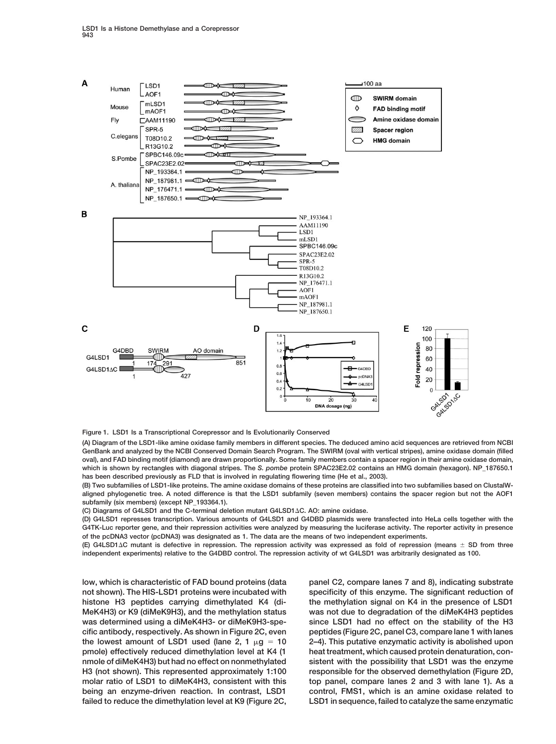Figure 1. LSD1 Is a Transcriptional Corepressor and Is Evolutionarily Conserved

(A) Diagram of the LSD1-like amine oxidase family members in different species. The deduced amino acid sequences are retrieved from NCBI GenBank and analyzed by the NCBI Conserved Domain Search Program. The SWIRM (oval with vertical stripes), amine oxidase domain (filled oval), and FAD binding motif (diamond) are drawn proportionally. Some family members contain a spacer region in their amine oxidase domain, which is shown by rectangles with diagonal stripes. The *S. pombe* protein SPAC23E2.02 contains an HMG domain (hexagon). NP_187650.1 has been described previously as FLD that is involved in regulating flowering time (He et al., 2003).

(B) Two subfamilies of LSD1-like proteins. The amine oxidase domains of these proteins are classified into two subfamilies based on ClustalW-aligned phylogenetic tree. A noted difference is that the LSD1 subfamily (seven members) contains the spacer region but not the AOF1 subfamily (six members) (except NP_193364.1).

(C) Diagrams of G4LSD1 and the C-terminal deletion mutant G4LSD1ΔC. AO: amine oxidase.

(D) G4LSD1 represses transcription. Various amounts of G4LSD1 and G4DBD plasmids were transfected into HeLa cells together with the G4TK-Luc reporter gene, and their repression activities were analyzed by measuring the luciferase activity. The reporter activity in presence of the pcDNA3 vector (pcDNA3) was designated as 1. The data are the means of two independent experiments.

(E) G4LSD1ΔC mutant is defective in repression. The repression activity was expressed as fold of repression (means ± SD from three independent experiments) relative to the G4DBD control. The repression activity of wt G4LSD1 was arbitrarily designated as 100.

low, which is characteristic of FAD bound proteins (data not shown). The HIS-LSD1 proteins were incubated with histone H3 peptides carrying dimethylated K4 (diMeK4H3) or K9 (diMeK9H3), and the methylation status was determined using a diMeK4H3- or diMeK9H3-specific antibody, respectively. As shown in Figure 2C, even the lowest amount of LSD1 used (lane 2, 1 μg = 10 pmole) effectively reduced dimethylation level at K4 (1 nmole of diMeK4H3) but had no effect on nonmethylated H3 (not shown). This represented approximately 1:100 molar ratio of LSD1 to diMeK4H3, consistent with this being an enzyme-driven reaction. In contrast, LSD1 failed to reduce the dimethylation level at K9 (Figure 2C, panel C2, compare lanes 7 and 8), indicating substrate specificity of this enzyme. The significant reduction of the methylation signal on K4 in the presence of LSD1 was not due to degradation of the diMeK4H3 peptides since LSD1 had no effect on the stability of the H3 peptides (Figure 2C, panel C3, compare lane 1 with lanes 2–4). This putative enzymatic activity is abolished upon heat treatment, which caused protein denaturation, consistent with the possibility that LSD1 was the enzyme responsible for the observed demethylation (Figure 2D, top panel, compare lanes 2 and 3 with lane 1). As a control, FMS1, which is an amine oxidase related to LSD1 in sequence, failed to catalyze the same enzymatic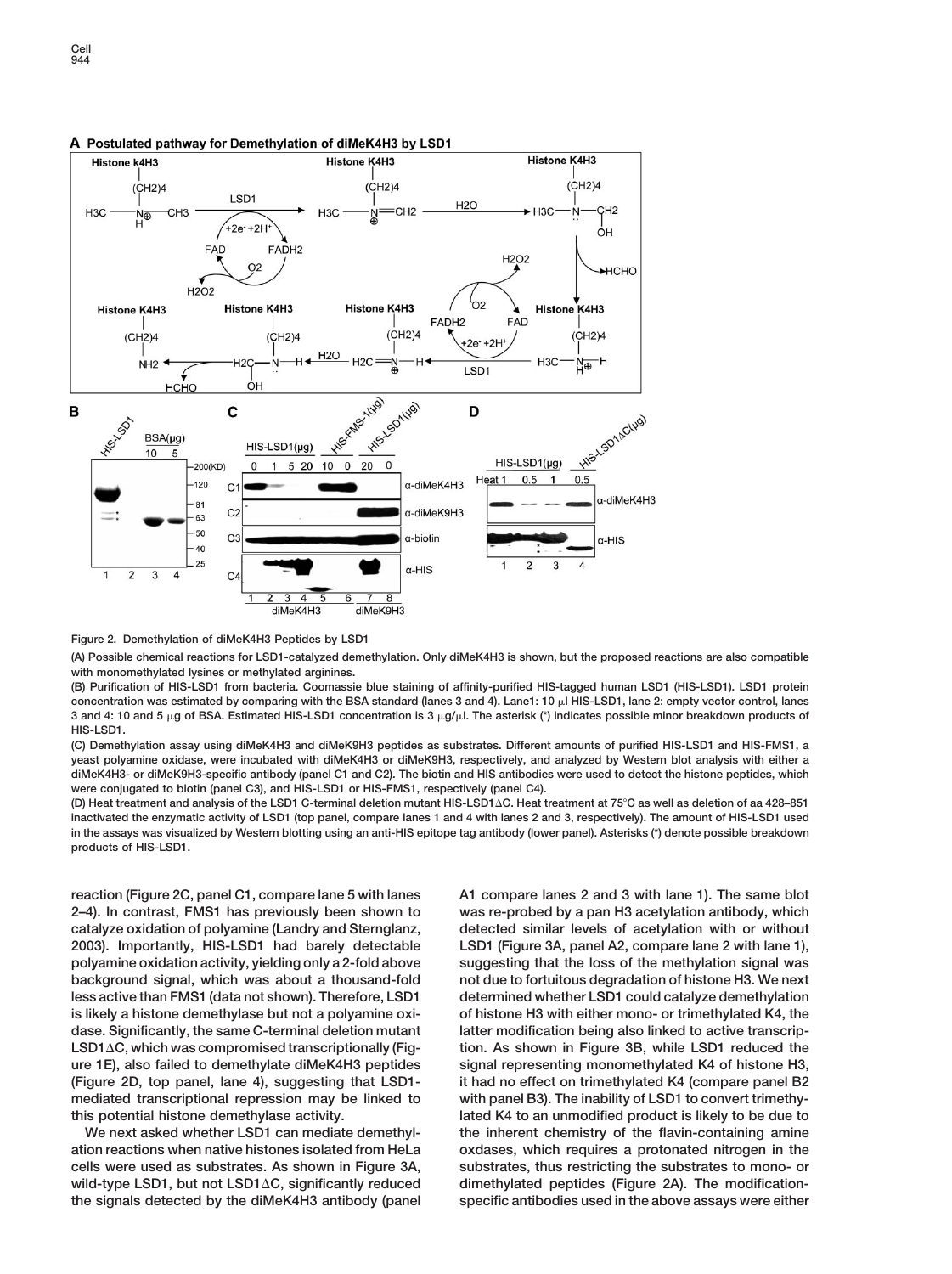Figure 2. Demethylation of diMeK4H3 Peptides by LSD1

(A) Possible chemical reactions for LSD1-catalyzed demethylation. Only diMeK4H3 is shown, but the proposed reactions are also compatible with monomethylated lysines or methylated arginines.

(B) Purification of HIS-LSD1 from bacteria. Coomassie blue staining of affinity-purified HIS-tagged human LSD1 (HIS-LSD1). LSD1 protein concentration was estimated by comparing with the BSA standard (lanes 3 and 4). Lane1: 10 μl HIS-LSD1, lane 2: empty vector control, lanes 3 and 4: 10 and 5 μg of BSA. Estimated HIS-LSD1 concentration is 3 μg/μl. The asterisk (*) indicates possible minor breakdown products of HIS-LSD1.

(C) Demethylation assay using diMeK4H3 and diMeK9H3 peptides as substrates. Different amounts of purified HIS-LSD1 and HIS-FMS1, a yeast polyamine oxidase, were incubated with diMeK4H3 or diMeK9H3, respectively, and analyzed by Western blot analysis with either a diMeK4H3- or diMeK9H3-specific antibody (panel C1 and C2). The biotin and HIS antibodies were used to detect the histone peptides, which were conjugated to biotin (panel C3), and HIS-LSD1 or HIS-FMS1, respectively (panel C4).

(D) Heat treatment and analysis of the LSD1 C-terminal deletion mutant HIS-LSD1ΔC. Heat treatment at 75°C as well as deletion of aa 428–851 inactivated the enzymatic activity of LSD1 (top panel, compare lanes 1 and 4 with lanes 2 and 3, respectively). The amount of HIS-LSD1 used in the assays was visualized by Western blotting using an anti-HIS epitope tag antibody (lower panel). Asterisks (*) denote possible breakdown products of HIS-LSD1.

reaction (Figure 2C, panel C1, compare lane 5 with lanes 2–4). In contrast, FMS1 has previously been shown to catalyze oxidation of polyamine (Landry and Sternglanz, 2003). Importantly, HIS-LSD1 had barely detectable polyamine oxidation activity, yielding only a 2-fold above background signal, which was about a thousand-fold less active than FMS1 (data not shown). Therefore, LSD1 is likely a histone demethylase but not a polyamine oxidase. Significantly, the same C-terminal deletion mutant LSD1ΔC, which was compromised transcriptionally (Figure 1E), also failed to demethylate diMeK4H3 peptides (Figure 2D, top panel, lane 4), suggesting that LSD1-mediated transcriptional repression may be linked to this potential histone demethylase activity.

We next asked whether LSD1 can mediate demethylation reactions when native histones isolated from HeLa cells were used as substrates. As shown in Figure 3A, wild-type LSD1, but not LSD1ΔC, significantly reduced the signals detected by the diMeK4H3 antibody (panel A1 compare lanes 2 and 3 with lane 1). The same blot was re-probed by a pan H3 acetylation antibody, which detected similar levels of acetylation with or without LSD1 (Figure 3A, panel A2, compare lane 2 with lane 1), suggesting that the loss of the methylation signal was not due to fortuitous degradation of histone H3. We next determined whether LSD1 could catalyze demethylation of histone H3 with either mono- or trimethylated K4, the latter modification being also linked to active transcription. As shown in Figure 3B, while LSD1 reduced the signal representing monomethylated K4 of histone H3, it had no effect on trimethylated K4 (compare panel B2 with panel B3). The inability of LSD1 to convert trimethylated K4 to an unmodified product is likely to be due to the inherent chemistry of the flavin-containing amine oxidases, which requires a protonated nitrogen in the substrates, thus restricting the substrates to mono- or dimethylated peptides (Figure 2A). The modification-specific antibodies used in the above assays were either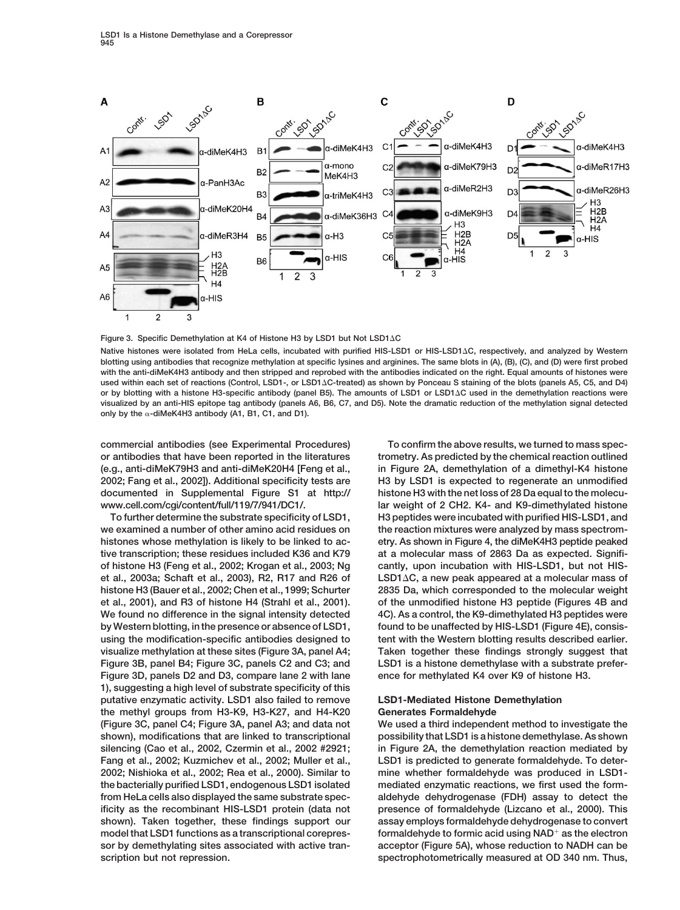**Figure 3. Specific Demethylation at K4 of Histone H3 by LSD1 but Not LSD1ΔC**

Native histones were isolated from HeLa cells, incubated with purified HIS-LSD1 or HIS-LSD1ΔC, respectively, and analyzed by Western blotting using antibodies that recognize methylation at specific lysines and arginines. The same blots in (A), (B), (C), and (D) were first probed with the anti-diMeK4H3 antibody and then stripped and reprobed with the antibodies indicated on the right. Equal amounts of histones were used within each set of reactions (Control, LSD1-, or LSD1ΔC-treated) as shown by Ponceau S staining of the blots (panels A5, C5, and D4) or by blotting with a histone H3-specific antibody (panel B5). The amounts of LSD1 or LSD1ΔC used in the demethylation reactions were visualized by an anti-HIS epitope tag antibody (panels A6, B6, C7, and D5). Note the dramatic reduction of the methylation signal detected only by the α-diMeK4H3 antibody (A1, B1, C1, and D1).

commercial antibodies (see Experimental Procedures) or antibodies that have been reported in the literatures (e.g., anti-diMeK79H3 and anti-diMeK20H4 [Feng et al., 2002; Fang et al., 2002]). Additional specificity tests are documented in Supplemental Figure S1 at http://www.cell.com/cgi/content/full/119/7/941/DC1/.

To further determine the substrate specificity of LSD1, we examined a number of other amino acid residues on histones whose methylation is likely to be linked to active transcription; these residues included K36 and K79 of histone H3 (Feng et al., 2002; Krogan et al., 2003; Ng et al., 2003a; Schaft et al., 2003), R2, R17 and R26 of histone H3 (Bauer et al., 2002; Chen et al., 1999; Schurter et al., 2001), and R3 of histone H4 (Strahl et al., 2001). We found no difference in the signal intensity detected by Western blotting, in the presence or absence of LSD1, using the modification-specific antibodies designed to visualize methylation at these sites (Figure 3A, panel A4; Figure 3B, panel B4; Figure 3C, panels C2 and C3; and Figure 3D, panels D2 and D3, compare lane 2 with lane 1), suggesting a high level of substrate specificity of this putative enzymatic activity. LSD1 also failed to remove the methyl groups from H3-K9, H3-K27, and H4-K20 (Figure 3C, panel C4; Figure 3A, panel A3; and data not shown), modifications that are linked to transcriptional silencing (Cao et al., 2002, Czermin et al., 2002 #2921; Fang et al., 2002; Kuzmichev et al., 2002; Muller et al., 2002; Nishioka et al., 2002; Rea et al., 2000). Similar to the bacterially purified LSD1, endogenous LSD1 isolated from HeLa cells also displayed the same substrate specificity as the recombinant HIS-LSD1 protein (data not shown). Taken together, these findings support our model that LSD1 functions as a transcriptional corepressor by demethylating sites associated with active transcription but not repression.

To confirm the above results, we turned to mass spectrometry. As predicted by the chemical reaction outlined in Figure 2A, demethylation of a dimethyl-K4 histone H3 by LSD1 is expected to regenerate an unmodified histone H3 with the net loss of 28 Da equal to the molecular weight of 2 $CH_2$. K4- and K9-dimethylated histone H3 peptides were incubated with purified HIS-LSD1, and the reaction mixtures were analyzed by mass spectrometry. As shown in Figure 4, the diMeK4H3 peptide peaked at a molecular mass of 2863 Da as expected. Significantly, upon incubation with HIS-LSD1, but not HIS-LSD1ΔC, a new peak appeared at a molecular mass of 2835 Da, which corresponded to the molecular weight of the unmodified histone H3 peptide (Figures 4B and 4C). As a control, the K9-dimethylated H3 peptides were found to be unaffected by HIS-LSD1 (Figure 4E), consistent with the Western blotting results described earlier. Taken together these findings strongly suggest that LSD1 is a histone demethylase with a substrate preference for methylated K4 over K9 of histone H3.

## LSD1-Mediated Histone Demethylation Generates Formaldehyde

We used a third independent method to investigate the possibility that LSD1 is a histone demethylase. As shown in Figure 2A, the demethylation reaction mediated by LSD1 is predicted to generate formaldehyde. To determine whether formaldehyde was produced in LSD1-mediated enzymatic reactions, we first used the formaldehyde dehydrogenase (FDH) assay to detect the presence of formaldehyde (Lizcano et al., 2000). This assay employs formaldehyde dehydrogenase to convert formaldehyde to formic acid using $NAD^+$ as the electron acceptor (Figure 5A), whose reduction to NADH can be spectrophotometrically measured at OD 340 nm. Thus,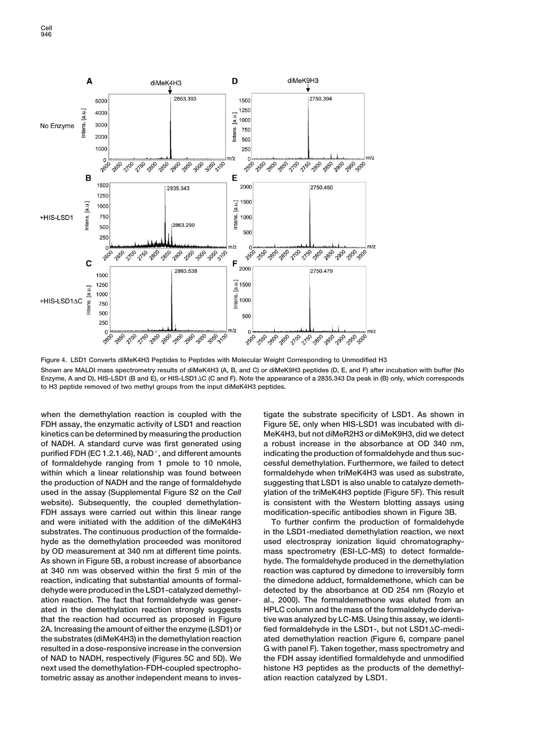Figure 4. LSD1 Converts diMeK4H3 Peptides to Peptides with Molecular Weight Corresponding to Unmodified H3

Shown are MALDI mass spectrometry results of diMeK4H3 (A, B, and C) or diMeK9H3 peptides (D, E, and F) after incubation with buffer (No Enzyme, A and D), HIS-LSD1 (B and E), or HIS-LSD1ΔC (C and F). Note the appearance of a 2835.343 Da peak in (B) only, which corresponds to H3 peptide removed of two methyl groups from the input diMeK4H3 peptides.

when the demethylation reaction is coupled with the FDH assay, the enzymatic activity of LSD1 and reaction kinetics can be determined by measuring the production of NADH. A standard curve was first generated using purified FDH (EC 1.2.1.46), $NAD^+$, and different amounts of formaldehyde ranging from 1 pmole to 10 nmole, within which a linear relationship was found between the production of NADH and the range of formaldehyde used in the assay (Supplemental Figure S2 on the *Cell* website). Subsequently, the coupled demethylation-FDH assays were carried out within this linear range and were initiated with the addition of the diMeK4H3 substrates. The continuous production of the formaldehyde as the demethylation proceeded was monitored by OD measurement at 340 nm at different time points. As shown in Figure 5B, a robust increase of absorbance at 340 nm was observed within the first 5 min of the reaction, indicating that substantial amounts of formaldehyde were produced in the LSD1-catalyzed demethylation reaction. The fact that formaldehyde was generated in the demethylation reaction strongly suggests that the reaction had occurred as proposed in Figure 2A. Increasing the amount of either the enzyme (LSD1) or the substrates (diMeK4H3) in the demethylation reaction resulted in a dose-responsive increase in the conversion of NAD to NADH, respectively (Figures 5C and 5D). We next used the demethylation-FDH-coupled spectrophotometric assay as another independent means to investigate the substrate specificity of LSD1. As shown in Figure 5E, only when HIS-LSD1 was incubated with diMeK4H3, but not diMeR2H3 or diMeK9H3, did we detect a robust increase in the absorbance at OD 340 nm, indicating the production of formaldehyde and thus successful demethylation. Furthermore, we failed to detect formaldehyde when triMeK4H3 was used as substrate, suggesting that LSD1 is also unable to catalyze demethylation of the triMeK4H3 peptide (Figure 5F). This result is consistent with the Western blotting assays using modification-specific antibodies shown in Figure 3B.

To further confirm the production of formaldehyde in the LSD1-mediated demethylation reaction, we next used electrospray ionization liquid chromatography-mass spectrometry (ESI-LC-MS) to detect formaldehyde. The formaldehyde produced in the demethylation reaction was captured by dimedone to irreversibly form the dimedone adduct, formaldemethone, which can be detected by the absorbance at OD 254 nm (Rozylo et al., 2000). The formaldemethone was eluted from an HPLC column and the mass of the formaldehyde derivative was analyzed by LC-MS. Using this assay, we identified formaldehyde in the LSD1-, but not LSD1ΔC-mediated demethylation reaction (Figure 6, compare panel G with panel F). Taken together, mass spectrometry and the FDH assay identified formaldehyde and unmodified histone H3 peptides as the products of the demethylation reaction catalyzed by LSD1.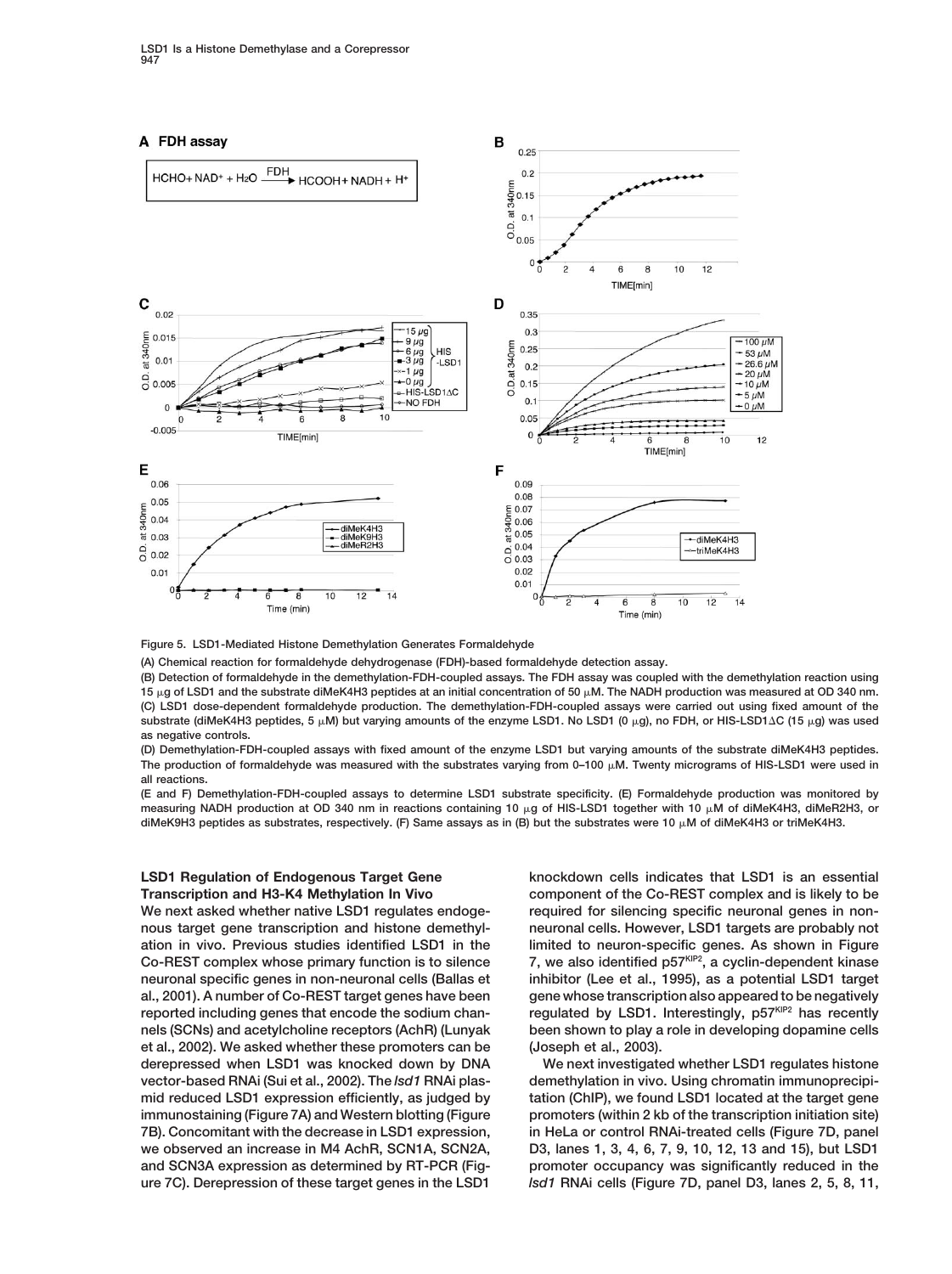Figure 5. LSD1-Mediated Histone Demethylation Generates Formaldehyde

(A) Chemical reaction for formaldehyde dehydrogenase (FDH)-based formaldehyde detection assay.

(B) Detection of formaldehyde in the demethylation-FDH-coupled assays. The FDH assay was coupled with the demethylation reaction using 15 μg of LSD1 and the substrate diMeK4H3 peptides at an initial concentration of 50 μM. The NADH production was measured at OD 340 nm.

(C) LSD1 dose-dependent formaldehyde production. The demethylation-FDH-coupled assays were carried out using fixed amount of the substrate (diMeK4H3 peptides, 5 μM) but varying amounts of the enzyme LSD1. No LSD1 (0 μg), no FDH, or HIS-LSD1ΔC (15 μg) was used as negative controls.

(D) Demethylation-FDH-coupled assays with fixed amount of the enzyme LSD1 but varying amounts of the substrate diMeK4H3 peptides. The production of formaldehyde was measured with the substrates varying from 0–100 μM. Twenty micrograms of HIS-LSD1 were used in all reactions.

(E and F) Demethylation-FDH-coupled assays to determine LSD1 substrate specificity. (E) Formaldehyde production was monitored by measuring NADH production at OD 340 nm in reactions containing 10 μg of HIS-LSD1 together with 10 μM of diMeK4H3, diMeR2H3, or diMeK9H3 peptides as substrates, respectively. (F) Same assays as in (B) but the substrates were 10 μM of diMeK4H3 or triMeK4H3.

### LSD1 Regulation of Endogenous Target Gene Transcription and H3-K4 Methylation In Vivo

We next asked whether native LSD1 regulates endogenous target gene transcription and histone demethylation in vivo. Previous studies identified LSD1 in the Co-REST complex whose primary function is to silence neuronal specific genes in non-neuronal cells (Ballas et al., 2001). A number of Co-REST target genes have been reported including genes that encode the sodium channels (SCNs) and acetylcholine receptors (AchR) (Lunyak et al., 2002). We asked whether these promoters can be derepressed when LSD1 was knocked down by DNA vector-based RNAi (Sui et al., 2002). The *lsd1* RNAi plasmid reduced LSD1 expression efficiently, as judged by immunostaining (Figure 7A) and Western blotting (Figure 7B). Concomitant with the decrease in LSD1 expression, we observed an increase in M4 AchR, SCN1A, SCN2A, and SCN3A expression as determined by RT-PCR (Figure 7C). Derepression of these target genes in the LSD1 knockdown cells indicates that LSD1 is an essential component of the Co-REST complex and is likely to be required for silencing specific neuronal genes in non-neuronal cells. However, LSD1 targets are probably not limited to neuron-specific genes. As shown in Figure 7, we also identified p57[KIP2], a cyclin-dependent kinase inhibitor (Lee et al., 1995), as a potential LSD1 target gene whose transcription also appeared to be negatively regulated by LSD1. Interestingly, p57[KIP2] has recently been shown to play a role in developing dopamine cells (Joseph et al., 2003).

We next investigated whether LSD1 regulates histone demethylation in vivo. Using chromatin immunoprecipitation (ChIP), we found LSD1 located at the target gene promoters (within 2 kb of the transcription initiation site) in HeLa or control RNAi-treated cells (Figure 7D, panel D3, lanes 1, 3, 4, 6, 7, 9, 10, 12, 13 and 15), but LSD1 promoter occupancy was significantly reduced in the *lsd1* RNAi cells (Figure 7D, panel D3, lanes 2, 5, 8, 11,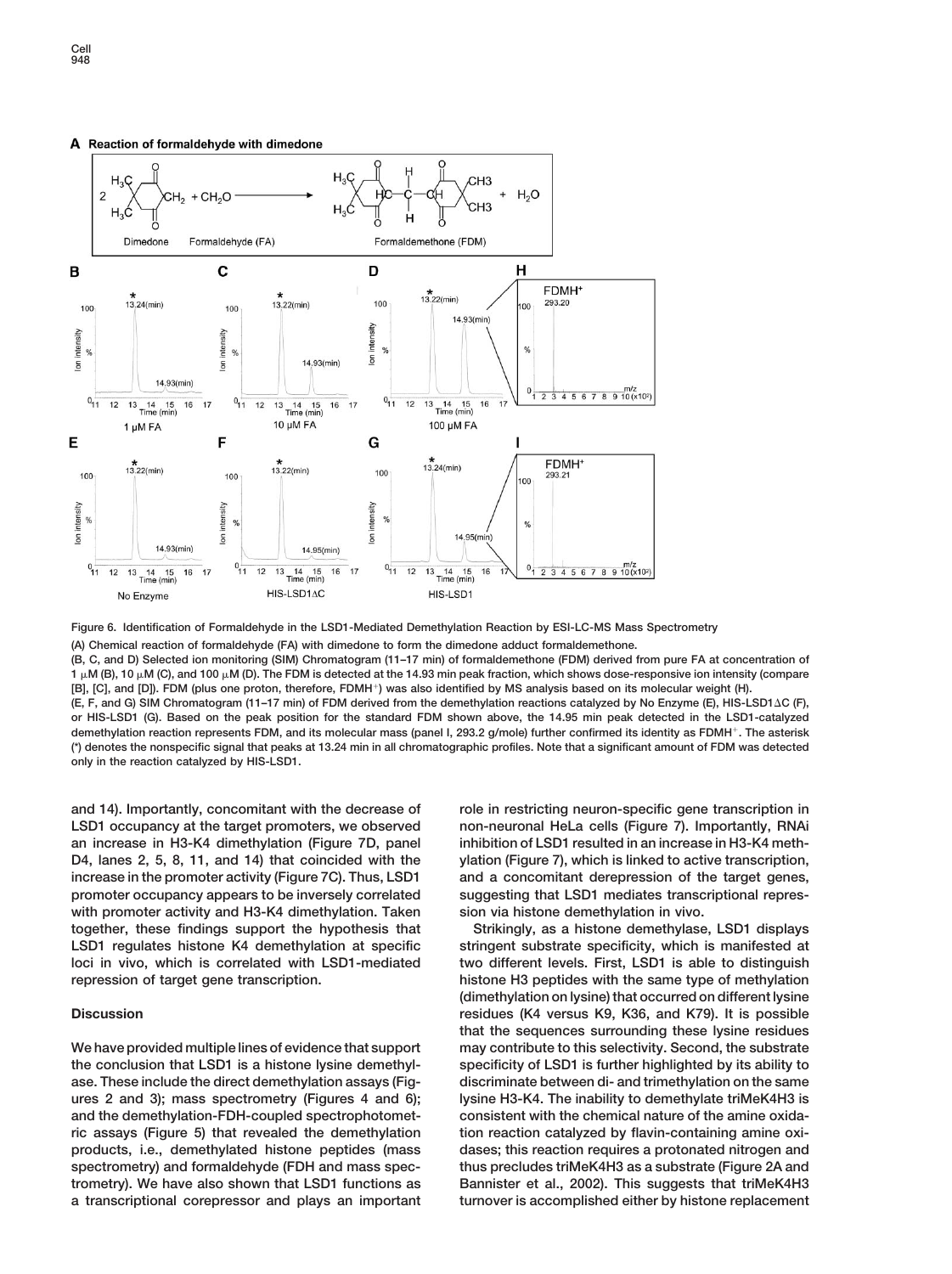**Figure 6. Identification of Formaldehyde in the LSD1-Mediated Demethylation Reaction by ESI-LC-MS Mass Spectrometry**

(A) Chemical reaction of formaldehyde (FA) with dimedone to form the dimedone adduct formaldemethone.

(B, C, and D) Selected ion monitoring (SIM) Chromatogram (11–17 min) of formaldemethone (FDM) derived from pure FA at concentration of 1 μM (B), 10 μM (C), and 100 μM (D). The FDM is detected at the 14.93 min peak fraction, which shows dose-responsive ion intensity (compare [B], [C], and [D]). FDM (plus one proton, therefore, $FDMH^+$) was also identified by MS analysis based on its molecular weight (H).

(E, F, and G) SIM Chromatogram (11–17 min) of FDM derived from the demethylation reactions catalyzed by No Enzyme (E), HIS-LSD1ΔC (F), or HIS-LSD1 (G). Based on the peak position for the standard FDM shown above, the 14.95 min peak detected in the LSD1-catalyzed demethylation reaction represents FDM, and its molecular mass (panel I, 293.2 g/mole) further confirmed its identity as $FDMH^+$. The asterisk (*) denotes the nonspecific signal that peaks at 13.24 min in all chromatographic profiles. Note that a significant amount of FDM was detected only in the reaction catalyzed by HIS-LSD1.

and 14). Importantly, concomitant with the decrease of LSD1 occupancy at the target promoters, we observed an increase in H3-K4 dimethylation (Figure 7D, panel D4, lanes 2, 5, 8, 11, and 14) that coincided with the increase in the promoter activity (Figure 7C). Thus, LSD1 promoter occupancy appears to be inversely correlated with promoter activity and H3-K4 dimethylation. Taken together, these findings support the hypothesis that LSD1 regulates histone K4 demethylation at specific loci in vivo, which is correlated with LSD1-mediated repression of target gene transcription.

## Discussion

We have provided multiple lines of evidence that support the conclusion that LSD1 is a histone lysine demethylase. These include the direct demethylation assays (Figures 2 and 3); mass spectrometry (Figures 4 and 6); and the demethylation-FDH-coupled spectrophotometric assays (Figure 5) that revealed the demethylation products, i.e., demethylated histone peptides (mass spectrometry) and formaldehyde (FDH and mass spectrometry). We have also shown that LSD1 functions as a transcriptional corepressor and plays an important role in restricting neuron-specific gene transcription in non-neuronal HeLa cells (Figure 7). Importantly, RNAi inhibition of LSD1 resulted in an increase in H3-K4 methylation (Figure 7), which is linked to active transcription, and a concomitant derepression of the target genes, suggesting that LSD1 mediates transcriptional repression via histone demethylation in vivo.

Strikingly, as a histone demethylase, LSD1 displays stringent substrate specificity, which is manifested at two different levels. First, LSD1 is able to distinguish histone H3 peptides with the same type of methylation (dimethylation on lysine) that occurred on different lysine residues (K4 versus K9, K36, and K79). It is possible that the sequences surrounding these lysine residues may contribute to this selectivity. Second, the substrate specificity of LSD1 is further highlighted by its ability to discriminate between di- and trimethylation on the same lysine H3-K4. The inability to demethylate triMeK4H3 is consistent with the chemical nature of the amine oxidation reaction catalyzed by flavin-containing amine oxidases; this reaction requires a protonated nitrogen and thus precludes triMeK4H3 as a substrate (Figure 2A and Bannister et al., 2002). This suggests that triMeK4H3 turnover is accomplished either by histone replacement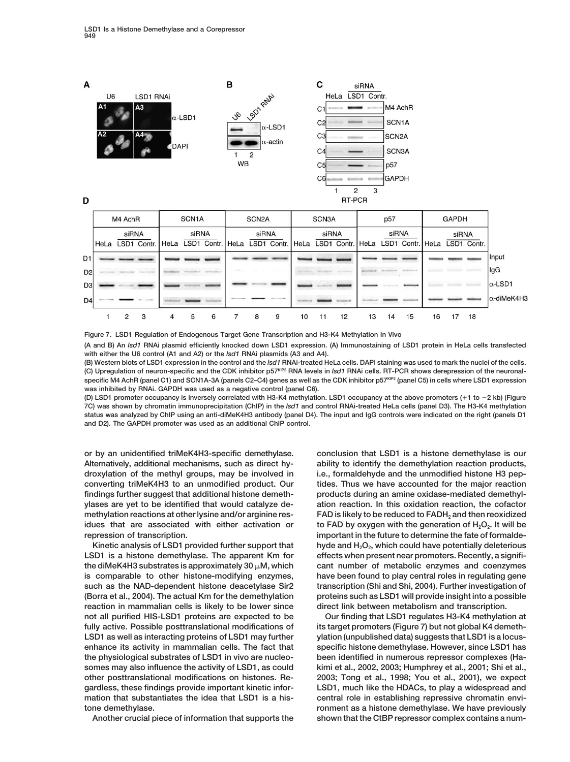Figure 7. LSD1 Regulation of Endogenous Target Gene Transcription and H3-K4 Methylation In Vivo

(A and B) An *lsd1* RNAi plasmid efficiently knocked down LSD1 expression. (A) Immunostaining of LSD1 protein in HeLa cells transfected with either the U6 control (A1 and A2) or the *lsd1* RNAi plasmids (A3 and A4).

(B) Western blots of LSD1 expression in the control and the *lsd1* RNAi-treated HeLa cells. DAPI staining was used to mark the nuclei of the cells.

(C) Upregulation of neuron-specific and the CDK inhibitor $p57^{KIP2}$ RNA levels in *lsd1* RNAi cells. RT-PCR shows derepression of the neuronal-specific M4 AchR (panel C1) and SCN1A-3A (panels C2–C4) genes as well as the CDK inhibitor $p57^{KIP2}$ (panel C5) in cells where LSD1 expression was inhibited by RNAi. GAPDH was used as a negative control (panel C6).

(D) LSD1 promoter occupancy is inversely correlated with H3-K4 methylation. LSD1 occupancy at the above promoters (+1 to −2 kb) (Figure 7C) was shown by chromatin immunoprecipitation (ChIP) in the *lsd1* and control RNAi-treated HeLa cells (panel D3). The H3-K4 methylation status was analyzed by ChIP using an anti-diMeK4H3 antibody (panel D4). The input and IgG controls were indicated on the right (panels D1 and D2). The GAPDH promoter was used as an additional ChIP control.

or by an unidentified triMeK4H3-specific demethylase. Alternatively, additional mechanisms, such as direct hydroxylation of the methyl groups, may be involved in converting triMeK4H3 to an unmodified product. Our findings further suggest that additional histone demethylases are yet to be identified that would catalyze demethylation reactions at other lysine and/or arginine residues that are associated with either activation or repression of transcription.

Kinetic analysis of LSD1 provided further support that LSD1 is a histone demethylase. The apparent Km for the diMeK4H3 substrates is approximately 30 μM, which is comparable to other histone-modifying enzymes, such as the NAD-dependent histone deacetylase Sir2 (Borra et al., 2004). The actual Km for the demethylation reaction in mammalian cells is likely to be lower since not all purified HIS-LSD1 proteins are expected to be fully active. Possible posttranslational modifications of LSD1 as well as interacting proteins of LSD1 may further enhance its activity in mammalian cells. The fact that the physiological substrates of LSD1 in vivo are nucleosomes may also influence the activity of LSD1, as could other posttranslational modifications on histones. Regardless, these findings provide important kinetic information that substantiates the idea that LSD1 is a histone demethylase.

Another crucial piece of information that supports the conclusion that LSD1 is a histone demethylase is our ability to identify the demethylation reaction products, i.e., formaldehyde and the unmodified histone H3 peptides. Thus we have accounted for the major reaction products during an amine oxidase-mediated demethylation reaction. In this oxidation reaction, the cofactor FAD is likely to be reduced to $FADH_2$ and then reoxidized to FAD by oxygen with the generation of $H_2O_2$. It will be important in the future to determine the fate of formaldehyde and $H_2O_2$, which could have potentially deleterious effects when present near promoters. Recently, a significant number of metabolic enzymes and coenzymes have been found to play central roles in regulating gene transcription (Shi and Shi, 2004). Further investigation of proteins such as LSD1 will provide insight into a possible direct link between metabolism and transcription.

Our finding that LSD1 regulates H3-K4 methylation at its target promoters (Figure 7) but not global K4 demethylation (unpublished data) suggests that LSD1 is a locus-specific histone demethylase. However, since LSD1 has been identified in numerous repressor complexes (Hakimi et al., 2002, 2003; Humphrey et al., 2001; Shi et al., 2003; Tong et al., 1998; You et al., 2001), we expect LSD1, much like the HDACs, to play a widespread and central role in establishing repressive chromatin environment as a histone demethylase. We have previously shown that the CtBP repressor complex contains a num-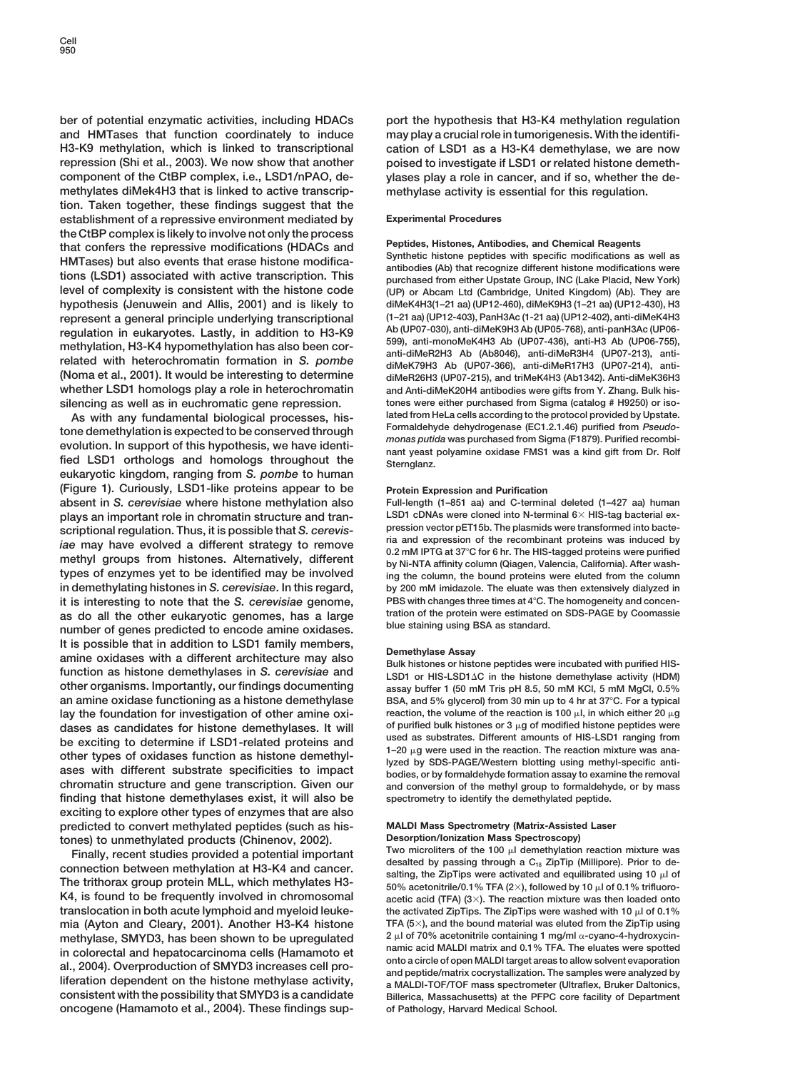ber of potential enzymatic activities, including HDACs and HMTases that function coordinately to induce H3-K9 methylation, which is linked to transcriptional repression (Shi et al., 2003). We now show that another component of the CtBP complex, i.e., LSD1/nPAO, demethylates diMek4H3 that is linked to active transcription. Taken together, these findings suggest that the establishment of a repressive environment mediated by the CtBP complex is likely to involve not only the process that confers the repressive modifications (HDACs and HMTases) but also events that erase histone modifications (LSD1) associated with active transcription. This level of complexity is consistent with the histone code hypothesis (Jenuwein and Allis, 2001) and is likely to represent a general principle underlying transcriptional regulation in eukaryotes. Lastly, in addition to H3-K9 methylation, H3-K4 hypomethylation has also been correlated with heterochromatin formation in *S. pombe* (Noma et al., 2001). It would be interesting to determine whether LSD1 homologs play a role in heterochromatin silencing as well as in euchromatic gene repression.

As with any fundamental biological processes, histone demethylation is expected to be conserved through evolution. In support of this hypothesis, we have identified LSD1 orthologs and homologs throughout the eukaryotic kingdom, ranging from *S. pombe* to human (Figure 1). Curiously, LSD1-like proteins appear to be absent in *S. cerevisiae* where histone methylation also plays an important role in chromatin structure and transcriptional regulation. Thus, it is possible that *S. cerevisiae* may have evolved a different strategy to remove methyl groups from histones. Alternatively, different types of enzymes yet to be identified may be involved in demethylating histones in *S. cerevisiae*. In this regard, it is interesting to note that the *S. cerevisiae* genome, as do all the other eukaryotic genomes, has a large number of genes predicted to encode amine oxidases. It is possible that in addition to LSD1 family members, amine oxidases with a different architecture may also function as histone demethylases in *S. cerevisiae* and other organisms. Importantly, our findings documenting an amine oxidase functioning as a histone demethylase lay the foundation for investigation of other amine oxidases as candidates for histone demethylases. It will be exciting to determine if LSD1-related proteins and other types of oxidases function as histone demethylases with different substrate specificities to impact chromatin structure and gene transcription. Given our finding that histone demethylases exist, it will also be exciting to explore other types of enzymes that are also predicted to convert methylated peptides (such as histones) to unmethylated products (Chinenov, 2002).

Finally, recent studies provided a potential important connection between methylation at H3-K4 and cancer. The trithorax group protein MLL, which methylates H3-K4, is found to be frequently involved in chromosomal translocation in both acute lymphoid and myeloid leukemia (Ayton and Cleary, 2001). Another H3-K4 histone methylase, SMYD3, has been shown to be upregulated in colorectal and hepatocarcinoma cells (Hamamoto et al., 2004). Overproduction of SMYD3 increases cell proliferation dependent on the histone methylase activity, consistent with the possibility that SMYD3 is a candidate oncogene (Hamamoto et al., 2004). These findings support the hypothesis that H3-K4 methylation regulation may play a crucial role in tumorigenesis. With the identification of LSD1 as a H3-K4 demethylase, we are now poised to investigate if LSD1 or related histone demethylases play a role in cancer, and if so, whether the demethylase activity is essential for this regulation.

## Experimental Procedures

### Peptides, Histones, Antibodies, and Chemical Reagents

Synthetic histone peptides with specific modifications as well as antibodies (Ab) that recognize different histone modifications were purchased from either Upstate Group, INC (Lake Placid, New York) (UP) or Abcam Ltd (Cambridge, United Kingdom) (Ab). They are diMeK4H3(1–21 aa) (UP12-460), diMeK9H3 (1–21 aa) (UP12-430), H3 (1–21 aa) (UP12-403), PanH3Ac (1-21 aa) (UP12-402), anti-diMeK4H3 Ab (UP07-030), anti-diMeK9H3 Ab (UP05-768), anti-panH3Ac (UP06-599), anti-monoMeK4H3 Ab (UP07-436), anti-H3 Ab (UP06-755), anti-diMeR2H3 Ab (Ab8046), anti-diMeR3H4 (UP07-213), anti-diMeK79H3 Ab (UP07-366), anti-diMeR17H3 (UP07-214), anti-diMeR26H3 (UP07-215), and triMeK4H3 (Ab1342). Anti-diMeK36H3 and Anti-diMeK20H4 antibodies were gifts from Y. Zhang. Bulk histones were either purchased from Sigma (catalog # H9250) or isolated from HeLa cells according to the protocol provided by Upstate. Formaldehyde dehydrogenase (EC1.2.1.46) purified from *Pseudomonas putida* was purchased from Sigma (F1879). Purified recombinant yeast polyamine oxidase FMS1 was a kind gift from Dr. Rolf Sternglanz.

### Protein Expression and Purification

Full-length (1–851 aa) and C-terminal deleted (1–427 aa) human LSD1 cDNAs were cloned into N-terminal 6× HIS-tag bacterial expression vector pET15b. The plasmids were transformed into bacteria and expression of the recombinant proteins was induced by 0.2 mM IPTG at 37°C for 6 hr. The HIS-tagged proteins were purified by Ni-NTA affinity column (Qiagen, Valencia, California). After washing the column, the bound proteins were eluted from the column by 200 mM imidazole. The eluate was then extensively dialyzed in PBS with changes three times at 4°C. The homogeneity and concentration of the protein were estimated on SDS-PAGE by Coomassie blue staining using BSA as standard.

### Demethylase Assay

Bulk histones or histone peptides were incubated with purified HIS-LSD1 or HIS-LSD1ΔC in the histone demethylase activity (HDM) assay buffer 1 (50 mM Tris pH 8.5, 50 mM KCl, 5 mM MgCl, 0.5% BSA, and 5% glycerol) from 30 min up to 4 hr at 37°C. For a typical reaction, the volume of the reaction is 100 μl, in which either 20 μg of purified bulk histones or 3 μg of modified histone peptides were used as substrates. Different amounts of HIS-LSD1 ranging from 1–20 μg were used in the reaction. The reaction mixture was analyzed by SDS-PAGE/Western blotting using methyl-specific antibodies, or by formaldehyde formation assay to examine the removal and conversion of the methyl group to formaldehyde, or by mass spectrometry to identify the demethylated peptide.

### MALDI Mass Spectrometry (Matrix-Assisted Laser Desorption/Ionization Mass Spectroscopy)

Two microliters of the 100 μl demethylation reaction mixture was desalted by passing through a $C_{18}$ ZipTip (Millipore). Prior to desalting, the ZipTips were activated and equilibrated using 10 μl of 50% acetonitrile/0.1% TFA (2×), followed by 10 μl of 0.1% trifluoroacetic acid (TFA) (3×). The reaction mixture was then loaded onto the activated ZipTips. The ZipTips were washed with 10 μl of 0.1% TFA (5×), and the bound material was eluted from the ZipTip using 2 μl of 70% acetonitrile containing 1 mg/ml α-cyano-4-hydroxycinnamic acid MALDI matrix and 0.1% TFA. The eluates were spotted onto a circle of open MALDI target areas to allow solvent evaporation and peptide/matrix cocrystallization. The samples were analyzed by a MALDI-TOF/TOF mass spectrometer (Ultraflex, Bruker Daltonics, Billerica, Massachusetts) at the PFPC core facility of Department of Pathology, Harvard Medical School.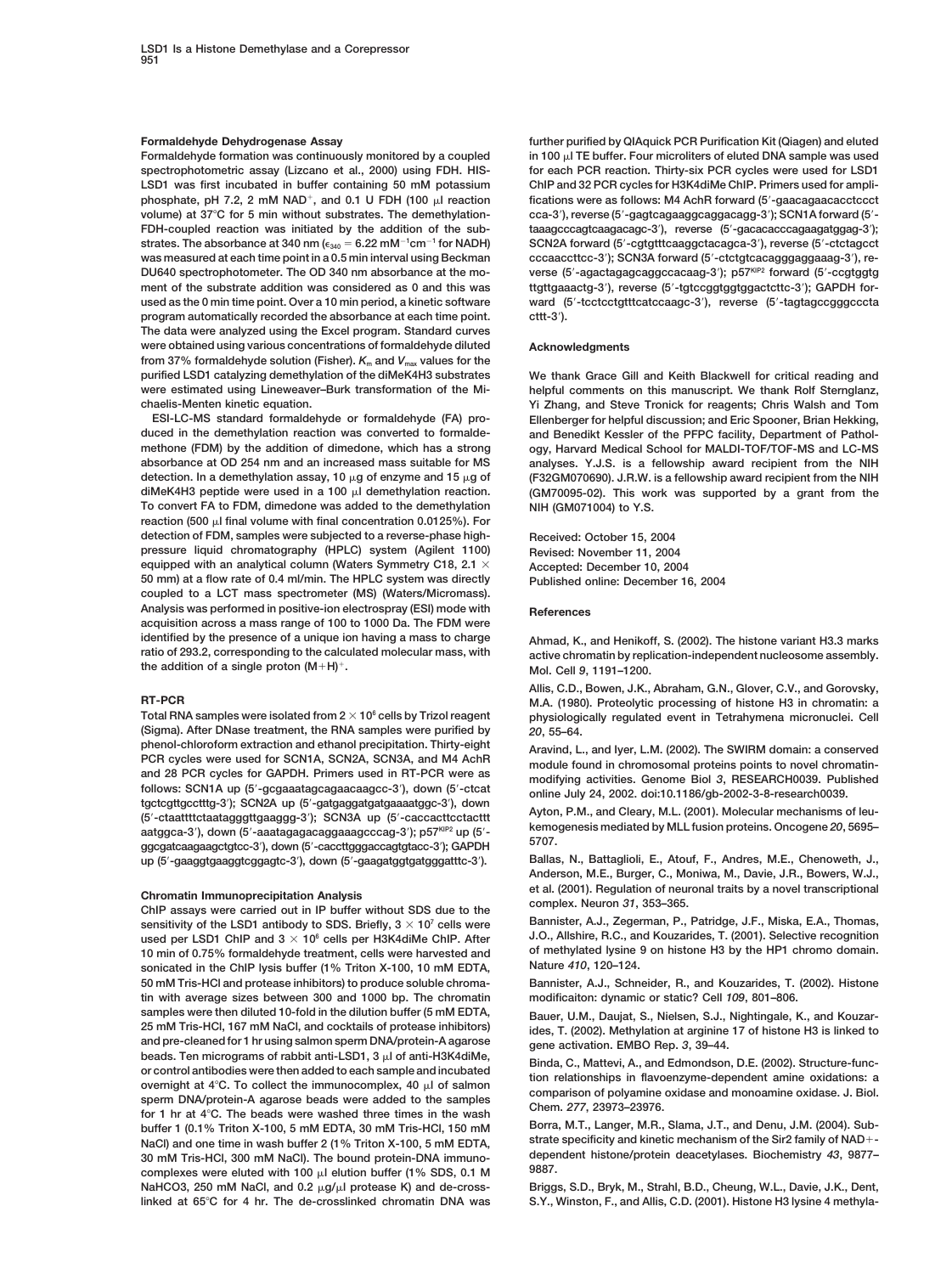### Formaldehyde Dehydrogenase Assay

Formaldehyde formation was continuously monitored by a coupled spectrophotometric assay (Lizcano et al., 2000) using FDH. HIS-LSD1 was first incubated in buffer containing 50 mM potassium phosphate, pH 7.2, 2 mM $NAD^+$, and 0.1 U FDH (100 μl reaction volume) at 37°C for 5 min without substrates. The demethylation-FDH-coupled reaction was initiated by the addition of the substrates. The absorbance at 340 nm ($\epsilon_{340}$ = 6.22 $mM^{-1}cm^{-1}$ for NADH) was measured at each time point in a 0.5 min interval using Beckman DU640 spectrophotometer. The OD 340 nm absorbance at the moment of the substrate addition was considered as 0 and this was used as the 0 min time point. Over a 10 min period, a kinetic software program automatically recorded the absorbance at each time point. The data were analyzed using the Excel program. Standard curves were obtained using various concentrations of formaldehyde diluted from 37% formaldehyde solution (Fisher). $K_m$ and $V_{max}$ values for the purified LSD1 catalyzing demethylation of the diMeK4H3 substrates were estimated using Lineweaver–Burk transformation of the Michaelis-Menten kinetic equation.

ESI-LC-MS standard formaldehyde or formaldehyde (FA) produced in the demethylation reaction was converted to formaldemethone (FDM) by the addition of dimedone, which has a strong absorbance at OD 254 nm and an increased mass suitable for MS detection. In a demethylation assay, 10 μg of enzyme and 15 μg of diMeK4H3 peptide were used in a 100 μl demethylation reaction. To convert FA to FDM, dimedone was added to the demethylation reaction (500 μl final volume with final concentration 0.0125%). For detection of FDM, samples were subjected to a reverse-phase high-pressure liquid chromatography (HPLC) system (Agilent 1100) equipped with an analytical column (Waters Symmetry C18, 2.1 × 50 mm) at a flow rate of 0.4 ml/min. The HPLC system was directly coupled to a LCT mass spectrometer (MS) (Waters/Micromass). Analysis was performed in positive-ion electrospray (ESI) mode with acquisition across a mass range of 100 to 1000 Da. The FDM were identified by the presence of a unique ion having a mass to charge ratio of 293.2, corresponding to the calculated molecular mass, with the addition of a single proton $(M+H)^+$.

### RT-PCR

Total RNA samples were isolated from $2 \times 10^6$ cells by Trizol reagent (Sigma). After DNase treatment, the RNA samples were purified by phenol-chloroform extraction and ethanol precipitation. Thirty-eight PCR cycles were used for SCN1A, SCN2A, SCN3A, and M4 AchR and 28 PCR cycles for GAPDH. Primers used in RT-PCR were as follows: SCN1A up (5′-gcgaaatagcagaacaagcc-3′), down (5′-ctcattgctcgttgcctttg-3′); SCN2A up (5′-gatgaggatgatgaaaatggc-3′), down (5′-ctaattttctaatagggttgaaggg-3′); SCN3A up (5′-caccacttcctacttt aatggca-3′), down (5′-aaatagagcaggaaagcccag-3′); p57[KIP2] up (5′-ggcgatcaagaagctgtcc-3′), down (5′-caccttgggaccagtgtacc-3′); GAPDH up (5′-gaaggtgaaggtcggagtc-3′), down (5′-gaagatggtgatgggatttc-3′).

### Chromatin Immunoprecipitation Analysis

ChIP assays were carried out in IP buffer without SDS due to the sensitivity of the LSD1 antibody to SDS. Briefly, $3 \times 10^7$ cells were used per LSD1 ChIP and $3 \times 10^6$ cells per H3K4diMe ChIP. After 10 min of 0.75% formaldehyde treatment, cells were harvested and sonicated in the ChIP lysis buffer (1% Triton X-100, 10 mM EDTA, 50 mM Tris-HCl and protease inhibitors) to produce soluble chromatin with average sizes between 300 and 1000 bp. The chromatin samples were then diluted 10-fold in the dilution buffer (5 mM EDTA, 25 mM Tris-HCl, 167 mM NaCl, and cocktails of protease inhibitors) and pre-cleaned for 1 hr using salmon sperm DNA/protein-A agarose beads. Ten micrograms of rabbit anti-LSD1, 3 μl of anti-H3K4diMe, or control antibodies were then added to each sample and incubated overnight at 4°C. To collect the immunocomplex, 40 μl of salmon sperm DNA/protein-A agarose beads were added to the samples for 1 hr at 4°C. The beads were washed three times in the wash buffer 1 (0.1% Triton X-100, 5 mM EDTA, 30 mM Tris-HCl, 150 mM NaCl) and one time in wash buffer 2 (1% Triton X-100, 5 mM EDTA, 30 mM Tris-HCl, 300 mM NaCl). The bound protein-DNA immunocomplexes were eluted with 100 μl elution buffer (1% SDS, 0.1 M $NaHCO_3$, 250 mM NaCl, and 0.2 μg/μl protease K) and de-cross-linked at 65°C for 4 hr. The de-crosslinked chromatin DNA was further purified by QIAquick PCR Purification Kit (Qiagen) and eluted in 100 μl TE buffer. Four microliters of eluted DNA sample was used for each PCR reaction. Thirty-six PCR cycles were used for LSD1 ChIP and 32 PCR cycles for H3K4diMe ChIP. Primers used for amplifications were as follows: M4 AchR forward (5′-gaacagaacacctccct cca-3′), reverse (5′-gagtcagaaggcaggacagg-3′); SCN1A forward (5′-taaagcccagtcaagacagc-3′), reverse (5′-gacacacccagaagatggag-3′); SCN2A forward (5′-cgtgtttcaaggctacagca-3′), reverse (5′-ctctagcct cccaaccttcc-3′); SCN3A forward (5′-ctctgtcacagggaggaaag-3′), reverse (5′-agactagagcaggccacaag-3′); p57[KIP2] forward (5′-ccgtggtg ttgttgaaactg-3′), reverse (5′-tgtccggtggtggactcttc-3′); GAPDH forward (5′-tcctcctgtttcatccaagc-3′), reverse (5′-tagtagccgggcccta cttt-3′).

## Acknowledgments

We thank Grace Gill and Keith Blackwell for critical reading and helpful comments on this manuscript. We thank Rolf Sternglanz, Yi Zhang, and Steve Tronick for reagents; Chris Walsh and Tom Ellenberger for helpful discussion; and Eric Spooner, Brian Hekking, and Benedikt Kessler of the PFPC facility, Department of Pathology, Harvard Medical School for MALDI-TOF/TOF-MS and LC-MS analyses. Y.J.S. is a fellowship award recipient from the NIH (F32GM070690). J.R.W. is a fellowship award recipient from the NIH (GM70095-02). This work was supported by a grant from the NIH (GM071004) to Y.S.

Received: October 15, 2004
Revised: November 11, 2004
Accepted: December 10, 2004
Published online: December 16, 2004

## References

Ahmad, K., and Henikoff, S. (2002). The histone variant H3.3 marks active chromatin by replication-independent nucleosome assembly. Mol. Cell *9*, 1191–1200.

Allis, C.D., Bowen, J.K., Abraham, G.N., Glover, C.V., and Gorovsky, M.A. (1980). Proteolytic processing of histone H3 in chromatin: a physiologically regulated event in Tetrahymena micronuclei. Cell *20*, 55–64.

Aravind, L., and Iyer, L.M. (2002). The SWIRM domain: a conserved module found in chromosomal proteins points to novel chromatin-modifying activities. Genome Biol *3*, RESEARCH0039. Published online July 24, 2002. doi:10.1186/gb-2002-3-8-research0039.

Ayton, P.M., and Cleary, M.L. (2001). Molecular mechanisms of leukemogenesis mediated by MLL fusion proteins. Oncogene *20*, 5695–5707.

Ballas, N., Battaglioli, E., Atouf, F., Andres, M.E., Chenoweth, J., Anderson, M.E., Burger, C., Moniwa, M., Davie, J.R., Bowers, W.J., et al. (2001). Regulation of neuronal traits by a novel transcriptional complex. Neuron *31*, 353–365.

Bannister, A.J., Zegerman, P., Patridge, J.F., Miska, E.A., Thomas, J.O., Allshire, R.C., and Kouzarides, T. (2001). Selective recognition of methylated lysine 9 on histone H3 by the HP1 chromo domain. Nature *410*, 120–124.

Bannister, A.J., Schneider, R., and Kouzarides, T. (2002). Histone modificaiton: dynamic or static? Cell *109*, 801–806.

Bauer, U.M., Daujat, S., Nielsen, S.J., Nightingale, K., and Kouzarides, T. (2002). Methylation at arginine 17 of histone H3 is linked to gene activation. EMBO Rep. *3*, 39–44.

Binda, C., Mattevi, A., and Edmondson, D.E. (2002). Structure-function relationships in flavoenzyme-dependent amine oxidations: a comparison of polyamine oxidase and monoamine oxidase. J. Biol. Chem. *277*, 23973–23976.

Borra, M.T., Langer, M.R., Slama, J.T., and Denu, J.M. (2004). Substrate specificity and kinetic mechanism of the Sir2 family of NAD+-dependent histone/protein deacetylases. Biochemistry *43*, 9877–9887.

Briggs, S.D., Bryk, M., Strahl, B.D., Cheung, W.L., Davie, J.K., Dent, S.Y., Winston, F., and Allis, C.D. (2001). Histone H3 lysine 4 methyla-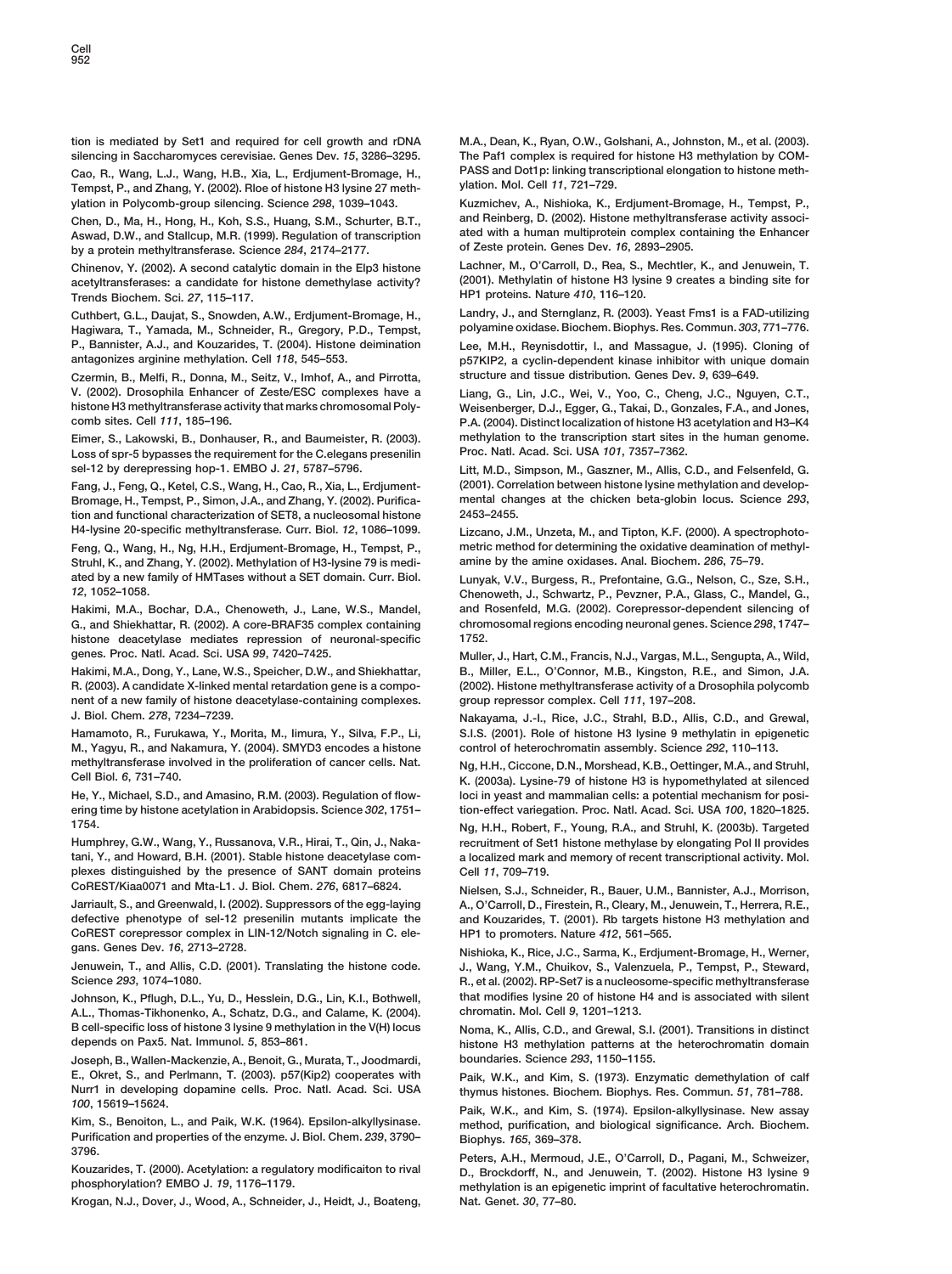tion is mediated by Set1 and required for cell growth and rDNA silencing in Saccharomyces cerevisiae. Genes Dev. *15*, 3286–3295.

Cao, R., Wang, L.J., Wang, H.B., Xia, L., Erdjument-Bromage, H., Tempst, P., and Zhang, Y. (2002). Rloe of histone H3 lysine 27 methylation in Polycomb-group silencing. Science *298*, 1039–1043.

Chen, D., Ma, H., Hong, H., Koh, S.S., Huang, S.M., Schurter, B.T., Aswad, D.W., and Stallcup, M.R. (1999). Regulation of transcription by a protein methyltransferase. Science *284*, 2174–2177.

Chinenov, Y. (2002). A second catalytic domain in the Elp3 histone acetyltransferases: a candidate for histone demethylase activity? Trends Biochem. Sci. *27*, 115–117.

Cuthbert, G.L., Daujat, S., Snowden, A.W., Erdjument-Bromage, H., Hagiwara, T., Yamada, M., Schneider, R., Gregory, P.D., Tempst, P., Bannister, A.J., and Kouzarides, T. (2004). Histone deimination antagonizes arginine methylation. Cell *118*, 545–553.

Czermin, B., Melfi, R., Donna, M., Seitz, V., Imhof, A., and Pirrotta, V. (2002). Drosophila Enhancer of Zeste/ESC complexes have a histone H3 methyltransferase activity that marks chromosomal Polycomb sites. Cell *111*, 185–196.

Eimer, S., Lakowski, B., Donhauser, R., and Baumeister, R. (2003). Loss of spr-5 bypasses the requirement for the C.elegans presenilin sel-12 by derepressing hop-1. EMBO J. *21*, 5787–5796.

Fang, J., Feng, Q., Ketel, C.S., Wang, H., Cao, R., Xia, L., Erdjument-Bromage, H., Tempst, P., Simon, J.A., and Zhang, Y. (2002). Purification and functional characterization of SET8, a nucleosomal histone H4-lysine 20-specific methyltransferase. Curr. Biol. *12*, 1086–1099.

Feng, Q., Wang, H., Ng, H.H., Erdjument-Bromage, H., Tempst, P., Struhl, K., and Zhang, Y. (2002). Methylation of H3-lysine 79 is mediated by a new family of HMTases without a SET domain. Curr. Biol. *12*, 1052–1058.

Hakimi, M.A., Bochar, D.A., Chenoweth, J., Lane, W.S., Mandel, G., and Shiekhattar, R. (2002). A core-BRAF35 complex containing histone deacetylase mediates repression of neuronal-specific genes. Proc. Natl. Acad. Sci. USA *99*, 7420–7425.

Hakimi, M.A., Dong, Y., Lane, W.S., Speicher, D.W., and Shiekhattar, R. (2003). A candidate X-linked mental retardation gene is a component of a new family of histone deacetylase-containing complexes. J. Biol. Chem. *278*, 7234–7239.

Hamamoto, R., Furukawa, Y., Morita, M., Iimura, Y., Silva, F.P., Li, M., Yagyu, R., and Nakamura, Y. (2004). SMYD3 encodes a histone methyltransferase involved in the proliferation of cancer cells. Nat. Cell Biol. *6*, 731–740.

He, Y., Michael, S.D., and Amasino, R.M. (2003). Regulation of flowering time by histone acetylation in Arabidopsis. Science *302*, 1751–1754.

Humphrey, G.W., Wang, Y., Russanova, V.R., Hirai, T., Qin, J., Nakatani, Y., and Howard, B.H. (2001). Stable histone deacetylase complexes distinguished by the presence of SANT domain proteins CoREST/Kiaa0071 and Mta-L1. J. Biol. Chem. *276*, 6817–6824.

Jarriault, S., and Greenwald, I. (2002). Suppressors of the egg-laying defective phenotype of sel-12 presenilin mutants implicate the CoREST corepressor complex in LIN-12/Notch signaling in C. elegans. Genes Dev. *16*, 2713–2728.

Jenuwein, T., and Allis, C.D. (2001). Translating the histone code. Science *293*, 1074–1080.

Johnson, K., Pflugh, D.L., Yu, D., Hesslein, D.G., Lin, K.I., Bothwell, A.L., Thomas-Tikhonenko, A., Schatz, D.G., and Calame, K. (2004). B cell-specific loss of histone 3 lysine 9 methylation in the V(H) locus depends on Pax5. Nat. Immunol. *5*, 853–861.

Joseph, B., Wallen-Mackenzie, A., Benoit, G., Murata, T., Joodmardi, E., Okret, S., and Perlmann, T. (2003). p57(Kip2) cooperates with Nurr1 in developing dopamine cells. Proc. Natl. Acad. Sci. USA *100*, 15619–15624.

Kim, S., Benoiton, L., and Paik, W.K. (1964). Epsilon-alkyllysinase. Purification and properties of the enzyme. J. Biol. Chem. *239*, 3790–3796.

Kouzarides, T. (2000). Acetylation: a regulatory modificaiton to rival phosphorylation? EMBO J. *19*, 1176–1179.

Krogan, N.J., Dover, J., Wood, A., Schneider, J., Heidt, J., Boateng, M.A., Dean, K., Ryan, O.W., Golshani, A., Johnston, M., et al. (2003). The Paf1 complex is required for histone H3 methylation by COMPASS and Dot1p: linking transcriptional elongation to histone methylation. Mol. Cell *11*, 721–729.

Kuzmichev, A., Nishioka, K., Erdjument-Bromage, H., Tempst, P., and Reinberg, D. (2002). Histone methyltransferase activity associated with a human multiprotein complex containing the Enhancer of Zeste protein. Genes Dev. *16*, 2893–2905.

Lachner, M., O'Carroll, D., Rea, S., Mechtler, K., and Jenuwein, T. (2001). Methylatin of histone H3 lysine 9 creates a binding site for HP1 proteins. Nature *410*, 116–120.

Landry, J., and Sternglanz, R. (2003). Yeast Fms1 is a FAD-utilizing polyamine oxidase. Biochem. Biophys. Res. Commun. *303*, 771–776.

Lee, M.H., Reynisdottir, I., and Massague, J. (1995). Cloning of p57KIP2, a cyclin-dependent kinase inhibitor with unique domain structure and tissue distribution. Genes Dev. *9*, 639–649.

Liang, G., Lin, J.C., Wei, V., Yoo, C., Cheng, J.C., Nguyen, C.T., Weisenberger, D.J., Egger, G., Takai, D., Gonzales, F.A., and Jones, P.A. (2004). Distinct localization of histone H3 acetylation and H3–K4 methylation to the transcription start sites in the human genome. Proc. Natl. Acad. Sci. USA *101*, 7357–7362.

Litt, M.D., Simpson, M., Gaszner, M., Allis, C.D., and Felsenfeld, G. (2001). Correlation between histone lysine methylation and developmental changes at the chicken beta-globin locus. Science *293*, 2453–2455.

Lizcano, J.M., Unzeta, M., and Tipton, K.F. (2000). A spectrophotometric method for determining the oxidative deamination of methylamine by the amine oxidases. Anal. Biochem. *286*, 75–79.

Lunyak, V.V., Burgess, R., Prefontaine, G.G., Nelson, C., Sze, S.H., Chenoweth, J., Schwartz, P., Pevzner, P.A., Glass, C., Mandel, G., and Rosenfeld, M.G. (2002). Corepressor-dependent silencing of chromosomal regions encoding neuronal genes. Science *298*, 1747–1752.

Muller, J., Hart, C.M., Francis, N.J., Vargas, M.L., Sengupta, A., Wild, B., Miller, E.L., O'Connor, M.B., Kingston, R.E., and Simon, J.A. (2002). Histone methyltransferase activity of a Drosophila polycomb group repressor complex. Cell *111*, 197–208.

Nakayama, J.-I., Rice, J.C., Strahl, B.D., Allis, C.D., and Grewal, S.I.S. (2001). Role of histone H3 lysine 9 methylatin in epigenetic control of heterochromatin assembly. Science *292*, 110–113.

Ng, H.H., Ciccone, D.N., Morshead, K.B., Oettinger, M.A., and Struhl, K. (2003a). Lysine-79 of histone H3 is hypomethylated at silenced loci in yeast and mammalian cells: a potential mechanism for position-effect variegation. Proc. Natl. Acad. Sci. USA *100*, 1820–1825.

Ng, H.H., Robert, F., Young, R.A., and Struhl, K. (2003b). Targeted recruitment of Set1 histone methylase by elongating Pol II provides a localized mark and memory of recent transcriptional activity. Mol. Cell *11*, 709–719.

Nielsen, S.J., Schneider, R., Bauer, U.M., Bannister, A.J., Morrison, A., O'Carroll, D., Firestein, R., Cleary, M., Jenuwein, T., Herrera, R.E., and Kouzarides, T. (2001). Rb targets histone H3 methylation and HP1 to promoters. Nature *412*, 561–565.

Nishioka, K., Rice, J.C., Sarma, K., Erdjument-Bromage, H., Werner, J., Wang, Y.M., Chuikov, S., Valenzuela, P., Tempst, P., Steward, R., et al. (2002). RP-Set7 is a nucleosome-specific methyltransferase that modifies lysine 20 of histone H4 and is associated with silent chromatin. Mol. Cell *9*, 1201–1213.

Noma, K., Allis, C.D., and Grewal, S.I. (2001). Transitions in distinct histone H3 methylation patterns at the heterochromatin domain boundaries. Science *293*, 1150–1155.

Paik, W.K., and Kim, S. (1973). Enzymatic demethylation of calf thymus histones. Biochem. Biophys. Res. Commun. *51*, 781–788.

Paik, W.K., and Kim, S. (1974). Epsilon-alkyllysinase. New assay method, purification, and biological significance. Arch. Biochem. Biophys. *165*, 369–378.

Peters, A.H., Mermoud, J.E., O'Carroll, D., Pagani, M., Schweizer, D., Brockdorff, N., and Jenuwein, T. (2002). Histone H3 lysine 9 methylation is an epigenetic imprint of facultative heterochromatin. Nat. Genet. *30*, 77–80.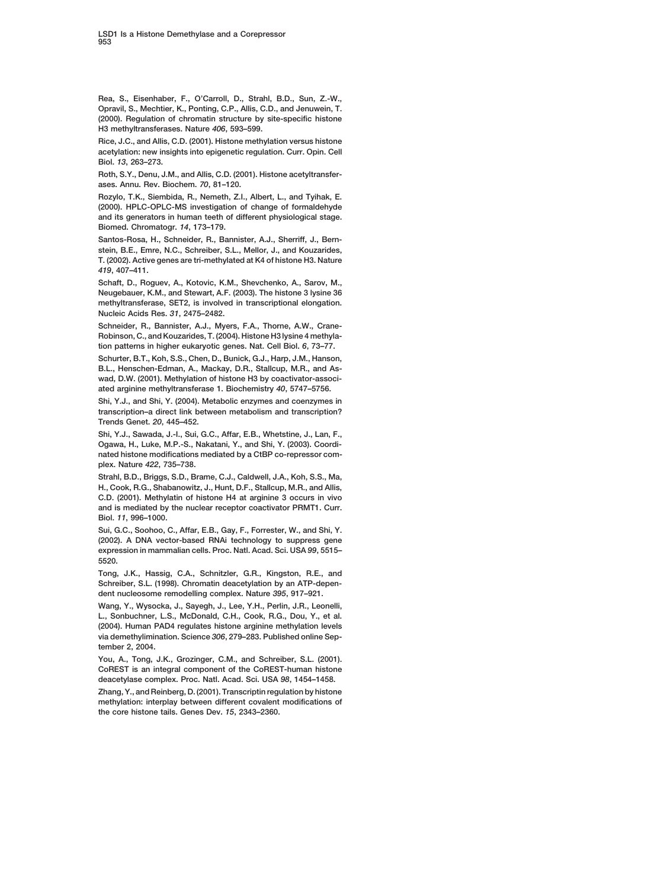Rea, S., Eisenhaber, F., O'Carroll, D., Strahl, B.D., Sun, Z.-W., Opravil, S., Mechtier, K., Ponting, C.P., Allis, C.D., and Jenuwein, T. (2000). Regulation of chromatin structure by site-specific histone H3 methyltransferases. Nature *406*, 593–599.

Rice, J.C., and Allis, C.D. (2001). Histone methylation versus histone acetylation: new insights into epigenetic regulation. Curr. Opin. Cell Biol. *13*, 263–273.

Roth, S.Y., Denu, J.M., and Allis, C.D. (2001). Histone acetyltransferases. Annu. Rev. Biochem. *70*, 81–120.

Rozylo, T.K., Siembida, R., Nemeth, Z.I., Albert, L., and Tyihak, E. (2000). HPLC-OPLC-MS investigation of change of formaldehyde and its generators in human teeth of different physiological stage. Biomed. Chromatogr. *14*, 173–179.

Santos-Rosa, H., Schneider, R., Bannister, A.J., Sherriff, J., Bernstein, B.E., Emre, N.C., Schreiber, S.L., Mellor, J., and Kouzarides, T. (2002). Active genes are tri-methylated at K4 of histone H3. Nature *419*, 407–411.

Schaft, D., Roguev, A., Kotovic, K.M., Shevchenko, A., Sarov, M., Neugebauer, K.M., and Stewart, A.F. (2003). The histone 3 lysine 36 methyltransferase, SET2, is involved in transcriptional elongation. Nucleic Acids Res. *31*, 2475–2482.

Schneider, R., Bannister, A.J., Myers, F.A., Thorne, A.W., Crane-Robinson, C., and Kouzarides, T. (2004). Histone H3 lysine 4 methylation patterns in higher eukaryotic genes. Nat. Cell Biol. *6*, 73–77.

Schurter, B.T., Koh, S.S., Chen, D., Bunick, G.J., Harp, J.M., Hanson, B.L., Henschen-Edman, A., Mackay, D.R., Stallcup, M.R., and Aswad, D.W. (2001). Methylation of histone H3 by coactivator-associated arginine methyltransferase 1. Biochemistry *40*, 5747–5756.

Shi, Y.J., and Shi, Y. (2004). Metabolic enzymes and coenzymes in transcription–a direct link between metabolism and transcription? Trends Genet. *20*, 445–452.

Shi, Y.J., Sawada, J.-I., Sui, G.C., Affar, E.B., Whetstine, J., Lan, F., Ogawa, H., Luke, M.P.-S., Nakatani, Y., and Shi, Y. (2003). Coordinated histone modifications mediated by a CtBP co-repressor complex. Nature *422*, 735–738.

Strahl, B.D., Briggs, S.D., Brame, C.J., Caldwell, J.A., Koh, S.S., Ma, H., Cook, R.G., Shabanowitz, J., Hunt, D.F., Stallcup, M.R., and Allis, C.D. (2001). Methylatin of histone H4 at arginine 3 occurs in vivo and is mediated by the nuclear receptor coactivator PRMT1. Curr. Biol. *11*, 996–1000.

Sui, G.C., Soohoo, C., Affar, E.B., Gay, F., Forrester, W., and Shi, Y. (2002). A DNA vector-based RNAi technology to suppress gene expression in mammalian cells. Proc. Natl. Acad. Sci. USA *99*, 5515–5520.

Tong, J.K., Hassig, C.A., Schnitzler, G.R., Kingston, R.E., and Schreiber, S.L. (1998). Chromatin deacetylation by an ATP-dependent nucleosome remodelling complex. Nature *395*, 917–921.

Wang, Y., Wysocka, J., Sayegh, J., Lee, Y.H., Perlin, J.R., Leonelli, L., Sonbuchner, L.S., McDonald, C.H., Cook, R.G., Dou, Y., et al. (2004). Human PAD4 regulates histone arginine methylation levels via demethylimination. Science *306*, 279–283. Published online September 2, 2004.

You, A., Tong, J.K., Grozinger, C.M., and Schreiber, S.L. (2001). CoREST is an integral component of the CoREST-human histone deacetylase complex. Proc. Natl. Acad. Sci. USA *98*, 1454–1458.

Zhang, Y., and Reinberg, D. (2001). Transcriptin regulation by histone methylation: interplay between different covalent modifications of the core histone tails. Genes Dev. *15*, 2343–2360.